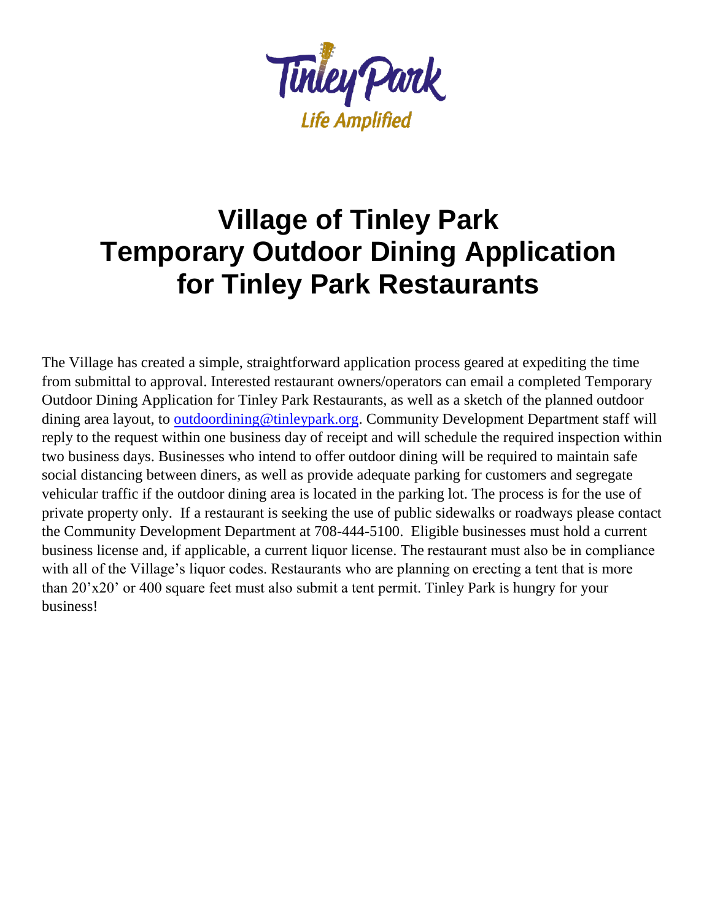Tinley Park
Life Amplified

# Village of Tinley Park Temporary Outdoor Dining Application for Tinley Park Restaurants

The Village has created a simple, straightforward application process geared at expediting the time from submittal to approval. Interested restaurant owners/operators can email a completed Temporary Outdoor Dining Application for Tinley Park Restaurants, as well as a sketch of the planned outdoor dining area layout, to outdoordining@tinleypark.org. Community Development Department staff will reply to the request within one business day of receipt and will schedule the required inspection within two business days. Businesses who intend to offer outdoor dining will be required to maintain safe social distancing between diners, as well as provide adequate parking for customers and segregate vehicular traffic if the outdoor dining area is located in the parking lot. The process is for the use of private property only. If a restaurant is seeking the use of public sidewalks or roadways please contact the Community Development Department at 708-444-5100. Eligible businesses must hold a current business license and, if applicable, a current liquor license. The restaurant must also be in compliance with all of the Village's liquor codes. Restaurants who are planning on erecting a tent that is more than 20'x20' or 400 square feet must also submit a tent permit. Tinley Park is hungry for your business!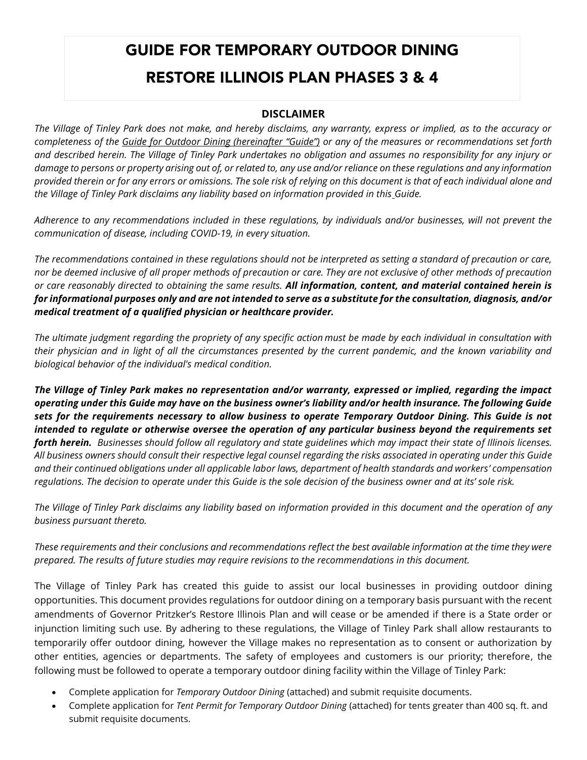# GUIDE FOR TEMPORARY OUTDOOR DINING

# RESTORE ILLINOIS PLAN PHASES 3 & 4

**DISCLAIMER**

*The Village of Tinley Park does not make, and hereby disclaims, any warranty, express or implied, as to the accuracy or completeness of the Guide for Outdoor Dining (hereinafter "Guide") or any of the measures or recommendations set forth and described herein. The Village of Tinley Park undertakes no obligation and assumes no responsibility for any injury or damage to persons or property arising out of, or related to, any use and/or reliance on these regulations and any information provided therein or for any errors or omissions. The sole risk of relying on this document is that of each individual alone and the Village of Tinley Park disclaims any liability based on information provided in this Guide.*

*Adherence to any recommendations included in these regulations, by individuals and/or businesses, will not prevent the communication of disease, including COVID-19, in every situation.*

*The recommendations contained in these regulations should not be interpreted as setting a standard of precaution or care, nor be deemed inclusive of all proper methods of precaution or care. They are not exclusive of other methods of precaution or care reasonably directed to obtaining the same results.* ***All information, content, and material contained herein is for informational purposes only and are not intended to serve as a substitute for the consultation, diagnosis, and/or medical treatment of a qualified physician or healthcare provider.***

*The ultimate judgment regarding the propriety of any specific action must be made by each individual in consultation with their physician and in light of all the circumstances presented by the current pandemic, and the known variability and biological behavior of the individual's medical condition.*

***The Village of Tinley Park makes no representation and/or warranty, expressed or implied, regarding the impact operating under this Guide may have on the business owner's liability and/or health insurance. The following Guide sets for the requirements necessary to allow business to operate Temporary Outdoor Dining. This Guide is not intended to regulate or otherwise oversee the operation of any particular business beyond the requirements set forth herein.*** *Businesses should follow all regulatory and state guidelines which may impact their state of Illinois licenses. All business owners should consult their respective legal counsel regarding the risks associated in operating under this Guide and their continued obligations under all applicable labor laws, department of health standards and workers' compensation regulations. The decision to operate under this Guide is the sole decision of the business owner and at its' sole risk.*

*The Village of Tinley Park disclaims any liability based on information provided in this document and the operation of any business pursuant thereto.*

*These requirements and their conclusions and recommendations reflect the best available information at the time they were prepared. The results of future studies may require revisions to the recommendations in this document.*

The Village of Tinley Park has created this guide to assist our local businesses in providing outdoor dining opportunities. This document provides regulations for outdoor dining on a temporary basis pursuant with the recent amendments of Governor Pritzker's Restore Illinois Plan and will cease or be amended if there is a State order or injunction limiting such use. By adhering to these regulations, the Village of Tinley Park shall allow restaurants to temporarily offer outdoor dining, however the Village makes no representation as to consent or authorization by other entities, agencies or departments. The safety of employees and customers is our priority; therefore, the following must be followed to operate a temporary outdoor dining facility within the Village of Tinley Park:

- Complete application for *Temporary Outdoor Dining* (attached) and submit requisite documents.
- Complete application for *Tent Permit for Temporary Outdoor Dining* (attached) for tents greater than 400 sq. ft. and submit requisite documents.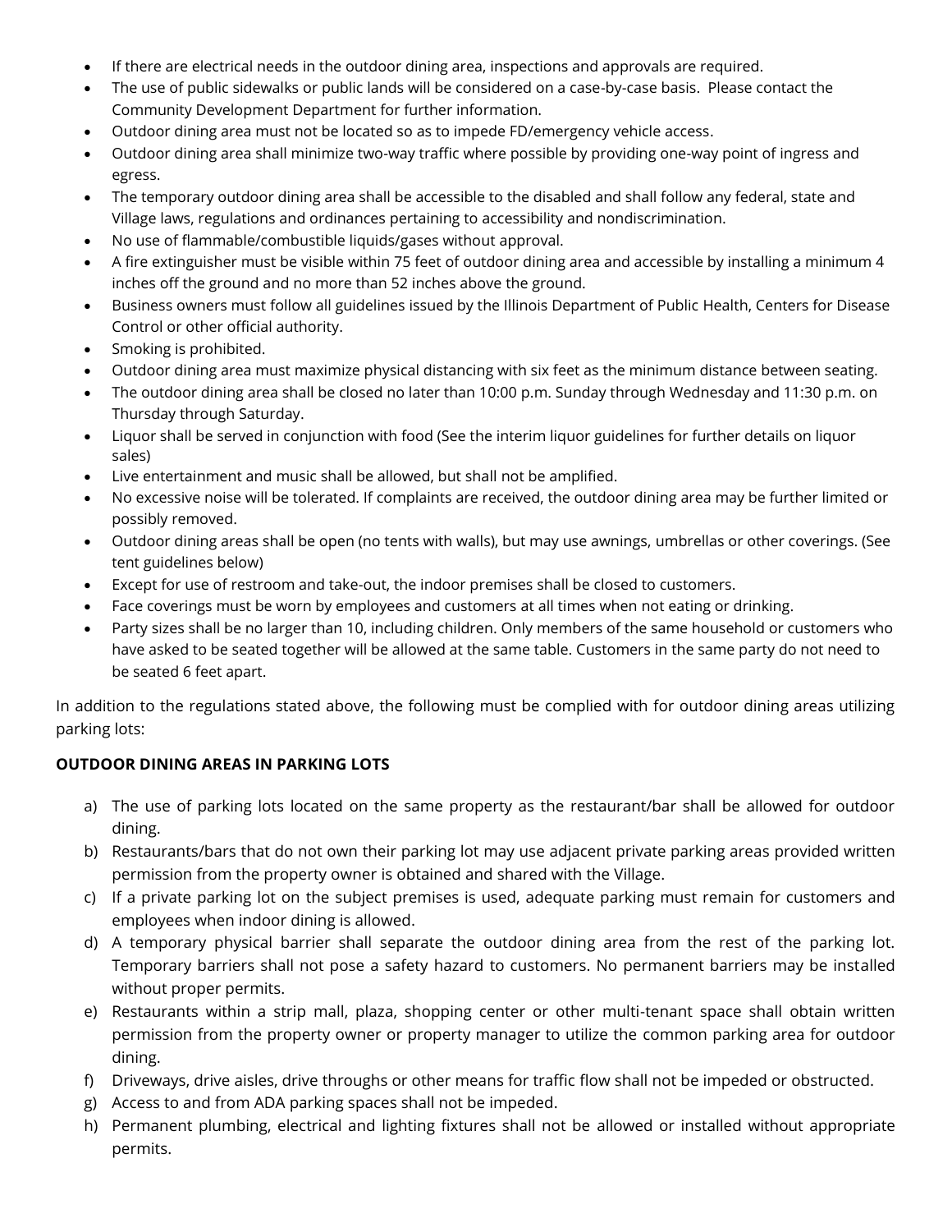- If there are electrical needs in the outdoor dining area, inspections and approvals are required.
- The use of public sidewalks or public lands will be considered on a case-by-case basis. Please contact the Community Development Department for further information.
- Outdoor dining area must not be located so as to impede FD/emergency vehicle access.
- Outdoor dining area shall minimize two-way traffic where possible by providing one-way point of ingress and egress.
- The temporary outdoor dining area shall be accessible to the disabled and shall follow any federal, state and Village laws, regulations and ordinances pertaining to accessibility and nondiscrimination.
- No use of flammable/combustible liquids/gases without approval.
- A fire extinguisher must be visible within 75 feet of outdoor dining area and accessible by installing a minimum 4 inches off the ground and no more than 52 inches above the ground.
- Business owners must follow all guidelines issued by the Illinois Department of Public Health, Centers for Disease Control or other official authority.
- Smoking is prohibited.
- Outdoor dining area must maximize physical distancing with six feet as the minimum distance between seating.
- The outdoor dining area shall be closed no later than 10:00 p.m. Sunday through Wednesday and 11:30 p.m. on Thursday through Saturday.
- Liquor shall be served in conjunction with food (See the interim liquor guidelines for further details on liquor sales)
- Live entertainment and music shall be allowed, but shall not be amplified.
- No excessive noise will be tolerated. If complaints are received, the outdoor dining area may be further limited or possibly removed.
- Outdoor dining areas shall be open (no tents with walls), but may use awnings, umbrellas or other coverings. (See tent guidelines below)
- Except for use of restroom and take-out, the indoor premises shall be closed to customers.
- Face coverings must be worn by employees and customers at all times when not eating or drinking.
- Party sizes shall be no larger than 10, including children. Only members of the same household or customers who have asked to be seated together will be allowed at the same table. Customers in the same party do not need to be seated 6 feet apart.

In addition to the regulations stated above, the following must be complied with for outdoor dining areas utilizing parking lots:

**OUTDOOR DINING AREAS IN PARKING LOTS**

a) The use of parking lots located on the same property as the restaurant/bar shall be allowed for outdoor dining.
b) Restaurants/bars that do not own their parking lot may use adjacent private parking areas provided written permission from the property owner is obtained and shared with the Village.
c) If a private parking lot on the subject premises is used, adequate parking must remain for customers and employees when indoor dining is allowed.
d) A temporary physical barrier shall separate the outdoor dining area from the rest of the parking lot. Temporary barriers shall not pose a safety hazard to customers. No permanent barriers may be installed without proper permits.
e) Restaurants within a strip mall, plaza, shopping center or other multi-tenant space shall obtain written permission from the property owner or property manager to utilize the common parking area for outdoor dining.
f) Driveways, drive aisles, drive throughs or other means for traffic flow shall not be impeded or obstructed.
g) Access to and from ADA parking spaces shall not be impeded.
h) Permanent plumbing, electrical and lighting fixtures shall not be allowed or installed without appropriate permits.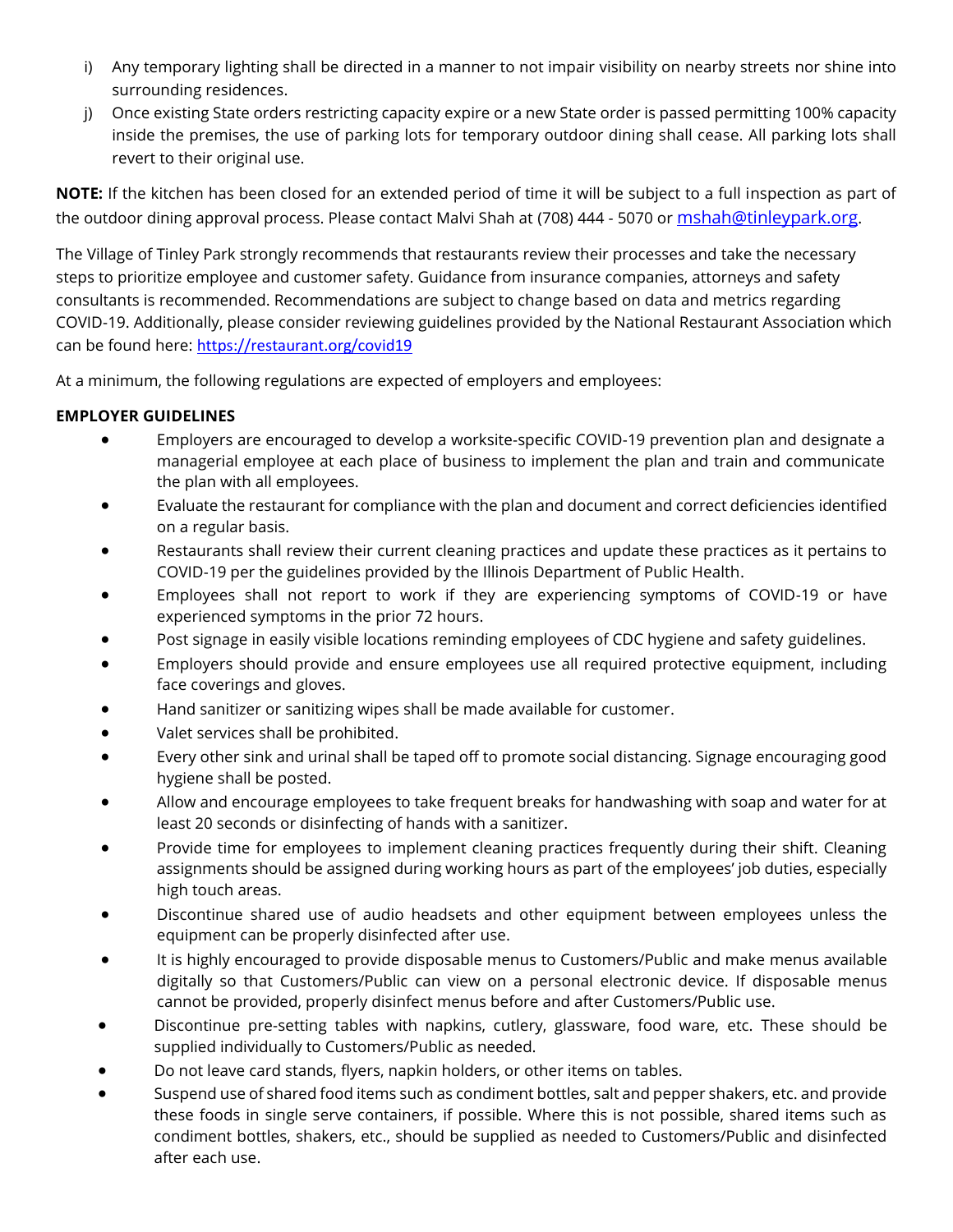i) Any temporary lighting shall be directed in a manner to not impair visibility on nearby streets nor shine into surrounding residences.

j) Once existing State orders restricting capacity expire or a new State order is passed permitting 100% capacity inside the premises, the use of parking lots for temporary outdoor dining shall cease. All parking lots shall revert to their original use.

**NOTE:** If the kitchen has been closed for an extended period of time it will be subject to a full inspection as part of the outdoor dining approval process. Please contact Malvi Shah at (708) 444 - 5070 or mshah@tinleypark.org.

The Village of Tinley Park strongly recommends that restaurants review their processes and take the necessary steps to prioritize employee and customer safety. Guidance from insurance companies, attorneys and safety consultants is recommended. Recommendations are subject to change based on data and metrics regarding COVID-19. Additionally, please consider reviewing guidelines provided by the National Restaurant Association which can be found here: https://restaurant.org/covid19

At a minimum, the following regulations are expected of employers and employees:

**EMPLOYER GUIDELINES**

- Employers are encouraged to develop a worksite-specific COVID-19 prevention plan and designate a managerial employee at each place of business to implement the plan and train and communicate the plan with all employees.
- Evaluate the restaurant for compliance with the plan and document and correct deficiencies identified on a regular basis.
- Restaurants shall review their current cleaning practices and update these practices as it pertains to COVID-19 per the guidelines provided by the Illinois Department of Public Health.
- Employees shall not report to work if they are experiencing symptoms of COVID-19 or have experienced symptoms in the prior 72 hours.
- Post signage in easily visible locations reminding employees of CDC hygiene and safety guidelines.
- Employers should provide and ensure employees use all required protective equipment, including face coverings and gloves.
- Hand sanitizer or sanitizing wipes shall be made available for customer.
- Valet services shall be prohibited.
- Every other sink and urinal shall be taped off to promote social distancing. Signage encouraging good hygiene shall be posted.
- Allow and encourage employees to take frequent breaks for handwashing with soap and water for at least 20 seconds or disinfecting of hands with a sanitizer.
- Provide time for employees to implement cleaning practices frequently during their shift. Cleaning assignments should be assigned during working hours as part of the employees' job duties, especially high touch areas.
- Discontinue shared use of audio headsets and other equipment between employees unless the equipment can be properly disinfected after use.
- It is highly encouraged to provide disposable menus to Customers/Public and make menus available digitally so that Customers/Public can view on a personal electronic device. If disposable menus cannot be provided, properly disinfect menus before and after Customers/Public use.
- Discontinue pre-setting tables with napkins, cutlery, glassware, food ware, etc. These should be supplied individually to Customers/Public as needed.
- Do not leave card stands, flyers, napkin holders, or other items on tables.
- Suspend use of shared food items such as condiment bottles, salt and pepper shakers, etc. and provide these foods in single serve containers, if possible. Where this is not possible, shared items such as condiment bottles, shakers, etc., should be supplied as needed to Customers/Public and disinfected after each use.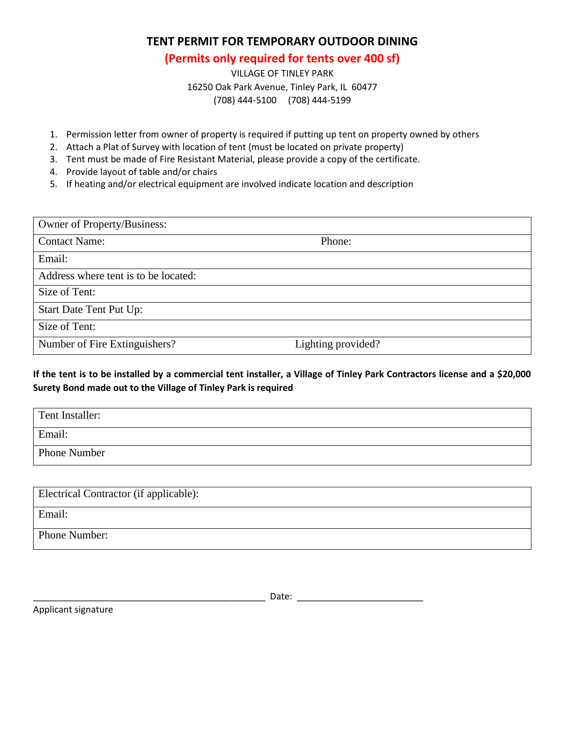# TENT PERMIT FOR TEMPORARY OUTDOOR DINING

## (Permits only required for tents over 400 sf)

VILLAGE OF TINLEY PARK
16250 Oak Park Avenue, Tinley Park, IL 60477
(708) 444-5100 (708) 444-5199

1. Permission letter from owner of property is required if putting up tent on property owned by others
2. Attach a Plat of Survey with location of tent (must be located on private property)
3. Tent must be made of Fire Resistant Material, please provide a copy of the certificate.
4. Provide layout of table and/or chairs
5. If heating and/or electrical equipment are involved indicate location and description

| | |
|---|---|
| Owner of Property/Business: | |
| Contact Name: | Phone: |
| Email: | |
| Address where tent is to be located: | |
| Size of Tent: | |
| Start Date Tent Put Up: | |
| Size of Tent: | |
| Number of Fire Extinguishers? | Lighting provided? |

**If the tent is to be installed by a commercial tent installer, a Village of Tinley Park Contractors license and a $20,000 Surety Bond made out to the Village of Tinley Park is required**

| |
|---|
| Tent Installer: |
| Email: |
| Phone Number |

| |
|---|
| Electrical Contractor (if applicable): |
| Email: |
| Phone Number: |

_______________________________________________ Date: _________________________

Applicant signature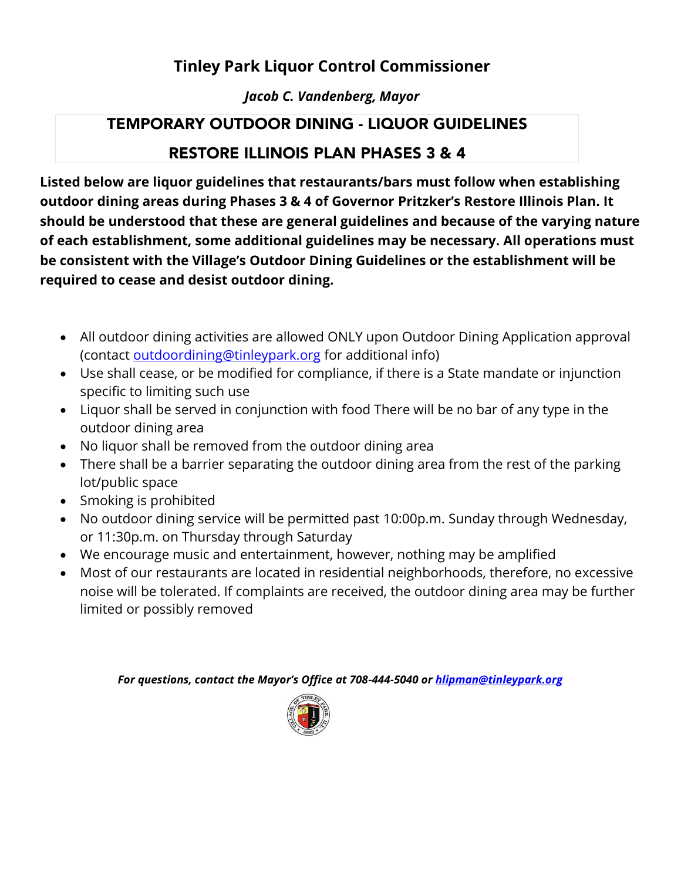# Tinley Park Liquor Control Commissioner

*Jacob C. Vandenberg, Mayor*

## TEMPORARY OUTDOOR DINING - LIQUOR GUIDELINES

## RESTORE ILLINOIS PLAN PHASES 3 & 4

**Listed below are liquor guidelines that restaurants/bars must follow when establishing outdoor dining areas during Phases 3 & 4 of Governor Pritzker's Restore Illinois Plan. It should be understood that these are general guidelines and because of the varying nature of each establishment, some additional guidelines may be necessary. All operations must be consistent with the Village's Outdoor Dining Guidelines or the establishment will be required to cease and desist outdoor dining.**

- All outdoor dining activities are allowed ONLY upon Outdoor Dining Application approval (contact outdoordining@tinleypark.org for additional info)
- Use shall cease, or be modified for compliance, if there is a State mandate or injunction specific to limiting such use
- Liquor shall be served in conjunction with food There will be no bar of any type in the outdoor dining area
- No liquor shall be removed from the outdoor dining area
- There shall be a barrier separating the outdoor dining area from the rest of the parking lot/public space
- Smoking is prohibited
- No outdoor dining service will be permitted past 10:00p.m. Sunday through Wednesday, or 11:30p.m. on Thursday through Saturday
- We encourage music and entertainment, however, nothing may be amplified
- Most of our restaurants are located in residential neighborhoods, therefore, no excessive noise will be tolerated. If complaints are received, the outdoor dining area may be further limited or possibly removed

***For questions, contact the Mayor's Office at 708-444-5040 or hlipman@tinleypark.org***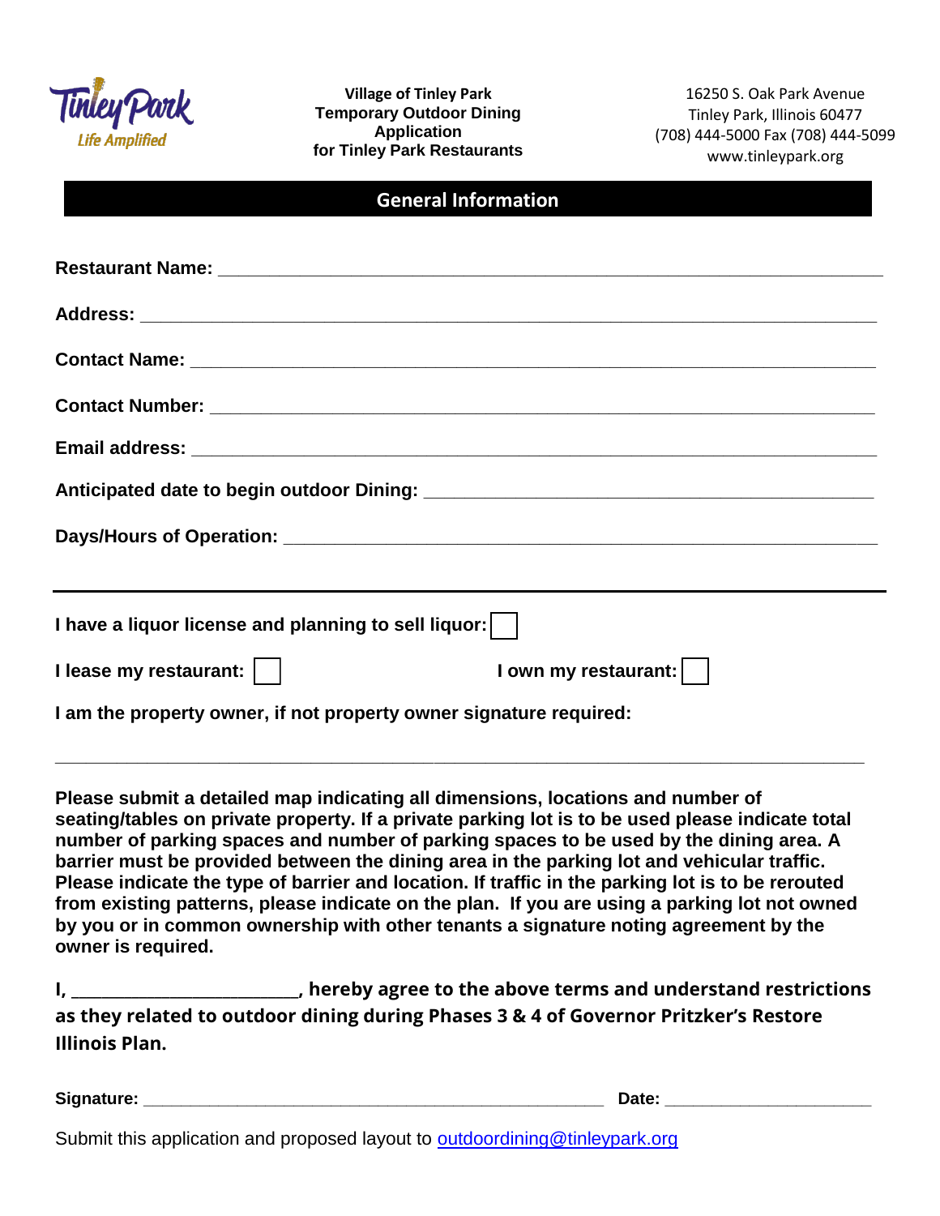Village of Tinley Park
**Temporary Outdoor Dining Application**
**for Tinley Park Restaurants**

16250 S. Oak Park Avenue
Tinley Park, Illinois 60477
(708) 444-5000 Fax (708) 444-5099
www.tinleypark.org

## General Information

**Restaurant Name:** ______________________________________________________________

**Address:** ______________________________________________________________

**Contact Name:** ______________________________________________________________

**Contact Number:** ______________________________________________________________

**Email address:** ______________________________________________________________

**Anticipated date to begin outdoor Dining:** ____________________________________________

**Days/Hours of Operation:** ______________________________________________________

---

**I have a liquor license and planning to sell liquor:** ☐

**I lease my restaurant:** ☐ **I own my restaurant:** ☐

**I am the property owner, if not property owner signature required:**

______________________________________________________________________________

**Please submit a detailed map indicating all dimensions, locations and number of seating/tables on private property. If a private parking lot is to be used please indicate total number of parking spaces and number of parking spaces to be used by the dining area. A barrier must be provided between the dining area in the parking lot and vehicular traffic. Please indicate the type of barrier and location. If traffic in the parking lot is to be rerouted from existing patterns, please indicate on the plan. If you are using a parking lot not owned by you or in common ownership with other tenants a signature noting agreement by the owner is required.**

**I, ________________________, hereby agree to the above terms and understand restrictions as they related to outdoor dining during Phases 3 & 4 of Governor Pritzker's Restore Illinois Plan.**

**Signature:** __________________________________________________ **Date:** ______________________

Submit this application and proposed layout to outdoordining@tinleypark.org